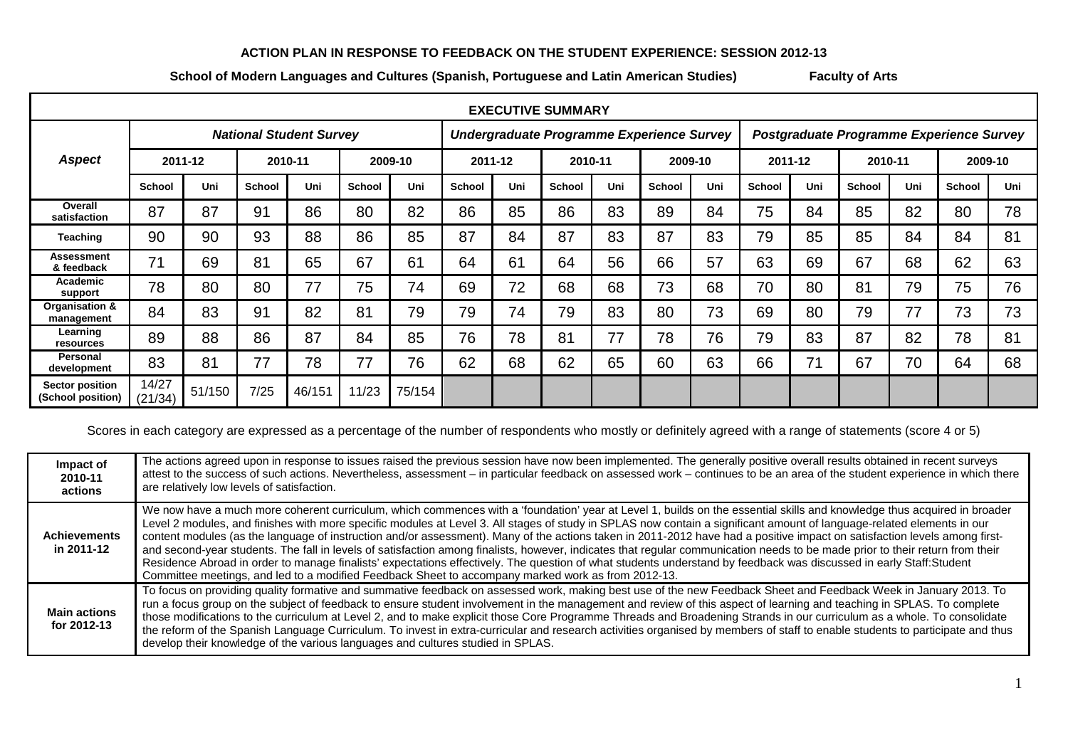# ACTION PLAN IN RESPONSE TO FEEDBACK ON THE STUDENT EXPERIENCE: SESSION 2012-13

**School of Modern Languages and Cultures (Spanish, Portuguese and Latin American Studies)** **Faculty of Arts**

| EXECUTIVE SUMMARY | | | | | | | | | | | | | | | | | | |
|---|---|---|---|---|---|---|---|---|---|---|---|---|---|---|---|---|---|---|
| ***Aspect*** | ***National Student Survey*** | | | | | | ***Undergraduate Programme Experience Survey*** | | | | | | ***Postgraduate Programme Experience Survey*** | | | | | |
| | **2011-12** | | **2010-11** | | **2009-10** | | **2011-12** | | **2010-11** | | **2009-10** | | **2011-12** | | **2010-11** | | **2009-10** | |
| | **School** | **Uni** | **School** | **Uni** | **School** | **Uni** | **School** | **Uni** | **School** | **Uni** | **School** | **Uni** | **School** | **Uni** | **School** | **Uni** | **School** | **Uni** |
| **Overall satisfaction** | 87 | 87 | 91 | 86 | 80 | 82 | 86 | 85 | 86 | 83 | 89 | 84 | 75 | 84 | 85 | 82 | 80 | 78 |
| **Teaching** | 90 | 90 | 93 | 88 | 86 | 85 | 87 | 84 | 87 | 83 | 87 | 83 | 79 | 85 | 85 | 84 | 84 | 81 |
| **Assessment & feedback** | 71 | 69 | 81 | 65 | 67 | 61 | 64 | 61 | 64 | 56 | 66 | 57 | 63 | 69 | 67 | 68 | 62 | 63 |
| **Academic support** | 78 | 80 | 80 | 77 | 75 | 74 | 69 | 72 | 68 | 68 | 73 | 68 | 70 | 80 | 81 | 79 | 75 | 76 |
| **Organisation & management** | 84 | 83 | 91 | 82 | 81 | 79 | 79 | 74 | 79 | 83 | 80 | 73 | 69 | 80 | 79 | 77 | 73 | 73 |
| **Learning resources** | 89 | 88 | 86 | 87 | 84 | 85 | 76 | 78 | 81 | 77 | 78 | 76 | 79 | 83 | 87 | 82 | 78 | 81 |
| **Personal development** | 83 | 81 | 77 | 78 | 77 | 76 | 62 | 68 | 62 | 65 | 60 | 63 | 66 | 71 | 67 | 70 | 64 | 68 |
| **Sector position (School position)** | 14/27 (21/34) | 51/150 | 7/25 | 46/151 | 11/23 | 75/154 | | | | | | | | | | | | |

Scores in each category are expressed as a percentage of the number of respondents who mostly or definitely agreed with a range of statements (score 4 or 5)

| | |
|---|---|
| **Impact of 2010-11 actions** | The actions agreed upon in response to issues raised the previous session have now been implemented. The generally positive overall results obtained in recent surveys attest to the success of such actions. Nevertheless, assessment – in particular feedback on assessed work – continues to be an area of the student experience in which there are relatively low levels of satisfaction. |
| **Achievements in 2011-12** | We now have a much more coherent curriculum, which commences with a 'foundation' year at Level 1, builds on the essential skills and knowledge thus acquired in broader Level 2 modules, and finishes with more specific modules at Level 3. All stages of study in SPLAS now contain a significant amount of language-related elements in our content modules (as the language of instruction and/or assessment). Many of the actions taken in 2011-2012 have had a positive impact on satisfaction levels among first- and second-year students. The fall in levels of satisfaction among finalists, however, indicates that regular communication needs to be made prior to their return from their Residence Abroad in order to manage finalists' expectations effectively. The question of what students understand by feedback was discussed in early Staff:Student Committee meetings, and led to a modified Feedback Sheet to accompany marked work as from 2012-13. |
| **Main actions for 2012-13** | To focus on providing quality formative and summative feedback on assessed work, making best use of the new Feedback Sheet and Feedback Week in January 2013. To run a focus group on the subject of feedback to ensure student involvement in the management and review of this aspect of learning and teaching in SPLAS. To complete those modifications to the curriculum at Level 2, and to make explicit those Core Programme Threads and Broadening Strands in our curriculum as a whole. To consolidate the reform of the Spanish Language Curriculum. To invest in extra-curricular and research activities organised by members of staff to enable students to participate and thus develop their knowledge of the various languages and cultures studied in SPLAS. |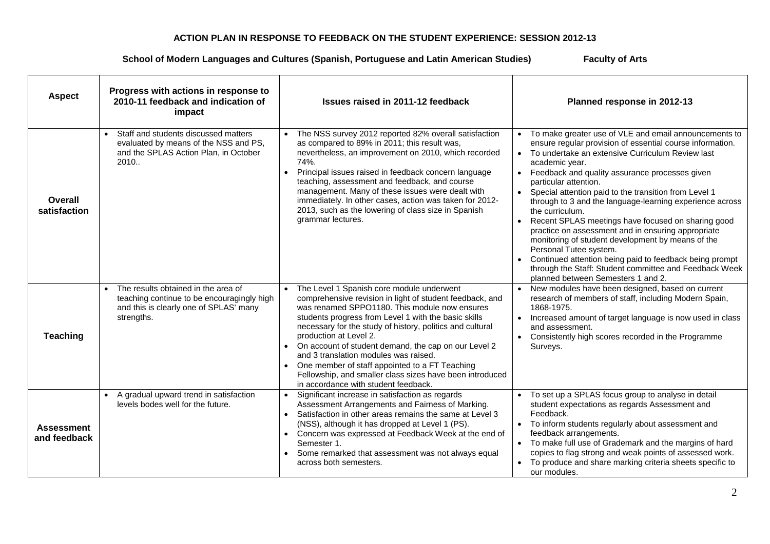**ACTION PLAN IN RESPONSE TO FEEDBACK ON THE STUDENT EXPERIENCE: SESSION 2012-13**

**School of Modern Languages and Cultures (Spanish, Portuguese and Latin American Studies) Faculty of Arts**

| Aspect | Progress with actions in response to 2010-11 feedback and indication of impact | Issues raised in 2011-12 feedback | Planned response in 2012-13 |
|---|---|---|---|
| **Overall satisfaction** | • Staff and students discussed matters evaluated by means of the NSS and PS, and the SPLAS Action Plan, in October 2010.. | • The NSS survey 2012 reported 82% overall satisfaction as compared to 89% in 2011; this result was, nevertheless, an improvement on 2010, which recorded 74%.<br>• Principal issues raised in feedback concern language teaching, assessment and feedback, and course management. Many of these issues were dealt with immediately. In other cases, action was taken for 2012-2013, such as the lowering of class size in Spanish grammar lectures. | • To make greater use of VLE and email announcements to ensure regular provision of essential course information.<br>• To undertake an extensive Curriculum Review last academic year.<br>• Feedback and quality assurance processes given particular attention.<br>• Special attention paid to the transition from Level 1 through to 3 and the language-learning experience across the curriculum.<br>• Recent SPLAS meetings have focused on sharing good practice on assessment and in ensuring appropriate monitoring of student development by means of the Personal Tutee system.<br>• Continued attention being paid to feedback being prompt through the Staff: Student committee and Feedback Week planned between Semesters 1 and 2. |
| **Teaching** | • The results obtained in the area of teaching continue to be encouragingly high and this is clearly one of SPLAS' many strengths. | • The Level 1 Spanish core module underwent comprehensive revision in light of student feedback, and was renamed SPPO1180. This module now ensures students progress from Level 1 with the basic skills necessary for the study of history, politics and cultural production at Level 2.<br>• On account of student demand, the cap on our Level 2 and 3 translation modules was raised.<br>• One member of staff appointed to a FT Teaching Fellowship, and smaller class sizes have been introduced in accordance with student feedback. | • New modules have been designed, based on current research of members of staff, including Modern Spain, 1868-1975.<br>• Increased amount of target language is now used in class and assessment.<br>• Consistently high scores recorded in the Programme Surveys. |
| **Assessment and feedback** | • A gradual upward trend in satisfaction levels bodes well for the future. | • Significant increase in satisfaction as regards Assessment Arrangements and Fairness of Marking.<br>• Satisfaction in other areas remains the same at Level 3 (NSS), although it has dropped at Level 1 (PS).<br>• Concern was expressed at Feedback Week at the end of Semester 1.<br>• Some remarked that assessment was not always equal across both semesters. | • To set up a SPLAS focus group to analyse in detail student expectations as regards Assessment and Feedback.<br>• To inform students regularly about assessment and feedback arrangements.<br>• To make full use of Grademark and the margins of hard copies to flag strong and weak points of assessed work.<br>• To produce and share marking criteria sheets specific to our modules. |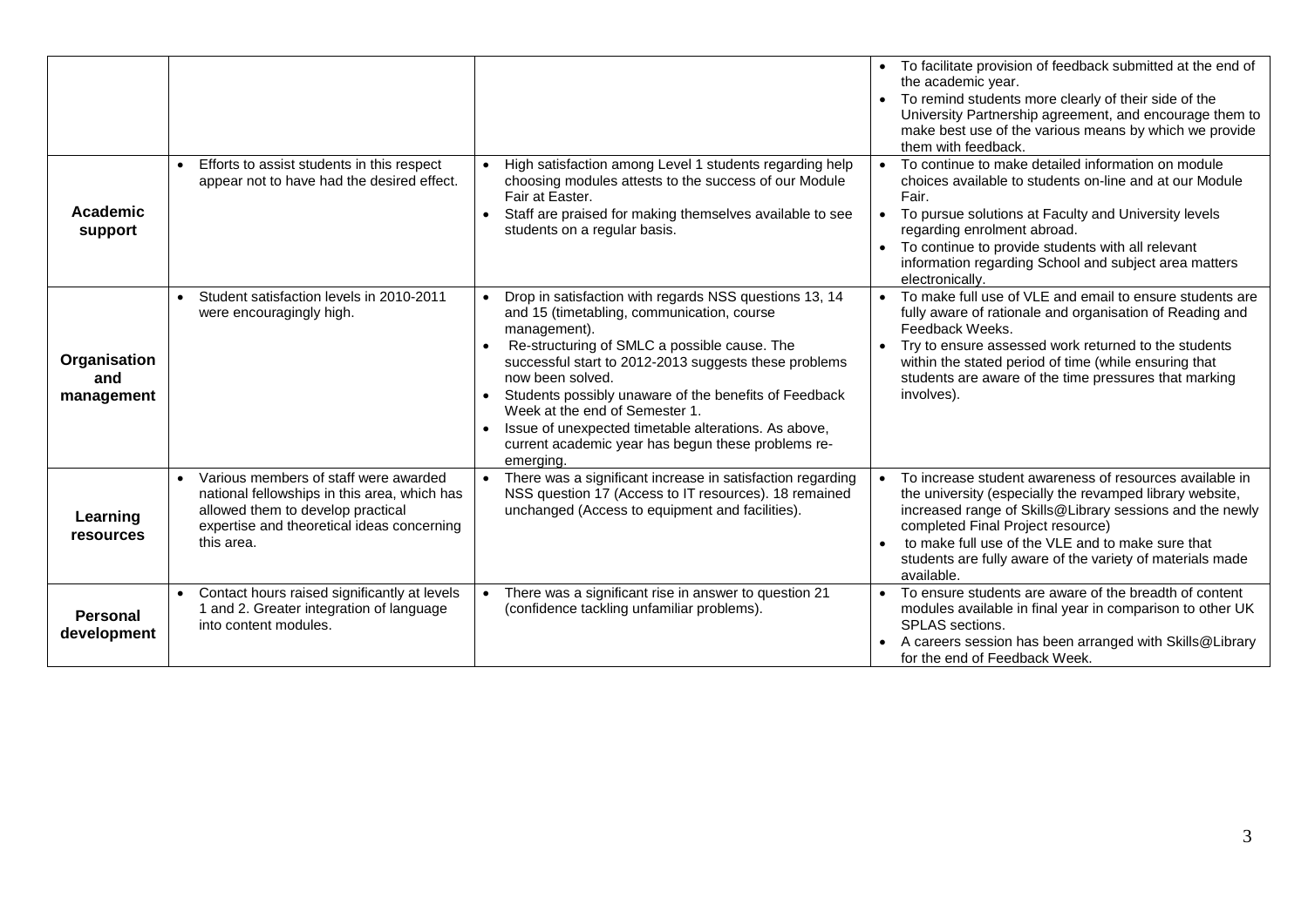| | | | |
|---|---|---|---|
| | | | • To facilitate provision of feedback submitted at the end of the academic year.<br>• To remind students more clearly of their side of the University Partnership agreement, and encourage them to make best use of the various means by which we provide them with feedback. |
| **Academic support** | • Efforts to assist students in this respect appear not to have had the desired effect. | • High satisfaction among Level 1 students regarding help choosing modules attests to the success of our Module Fair at Easter.<br>• Staff are praised for making themselves available to see students on a regular basis. | • To continue to make detailed information on module choices available to students on-line and at our Module Fair.<br>• To pursue solutions at Faculty and University levels regarding enrolment abroad.<br>• To continue to provide students with all relevant information regarding School and subject area matters electronically. |
| **Organisation and management** | • Student satisfaction levels in 2010-2011 were encouragingly high. | • Drop in satisfaction with regards NSS questions 13, 14 and 15 (timetabling, communication, course management).<br>• Re-structuring of SMLC a possible cause. The successful start to 2012-2013 suggests these problems now been solved.<br>• Students possibly unaware of the benefits of Feedback Week at the end of Semester 1.<br>• Issue of unexpected timetable alterations. As above, current academic year has begun these problems re-emerging. | • To make full use of VLE and email to ensure students are fully aware of rationale and organisation of Reading and Feedback Weeks.<br>• Try to ensure assessed work returned to the students within the stated period of time (while ensuring that students are aware of the time pressures that marking involves). |
| **Learning resources** | • Various members of staff were awarded national fellowships in this area, which has allowed them to develop practical expertise and theoretical ideas concerning this area. | • There was a significant increase in satisfaction regarding NSS question 17 (Access to IT resources). 18 remained unchanged (Access to equipment and facilities). | • To increase student awareness of resources available in the university (especially the revamped library website, increased range of Skills@Library sessions and the newly completed Final Project resource)<br>• to make full use of the VLE and to make sure that students are fully aware of the variety of materials made available. |
| **Personal development** | • Contact hours raised significantly at levels 1 and 2. Greater integration of language into content modules. | • There was a significant rise in answer to question 21 (confidence tackling unfamiliar problems). | • To ensure students are aware of the breadth of content modules available in final year in comparison to other UK SPLAS sections.<br>• A careers session has been arranged with Skills@Library for the end of Feedback Week. |